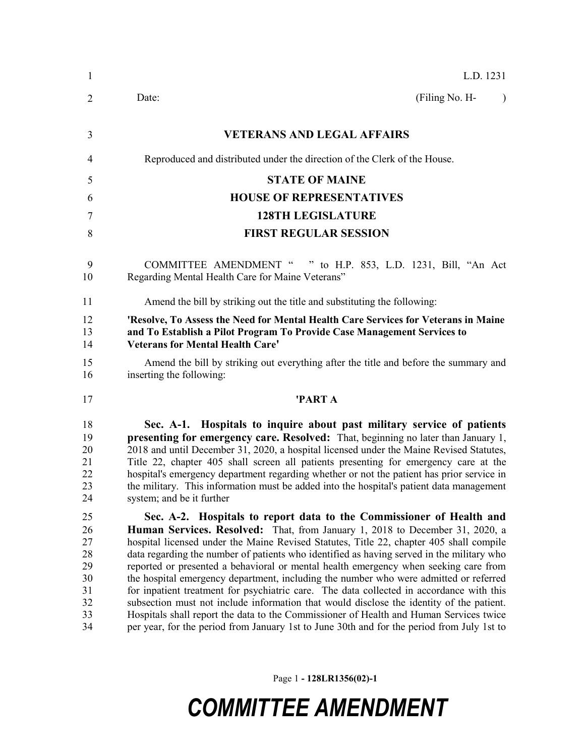L.D. 1231

Date: (Filing No. H- )

**VETERANS AND LEGAL AFFAIRS**

Reproduced and distributed under the direction of the Clerk of the House.

**STATE OF MAINE**

**HOUSE OF REPRESENTATIVES**

**128TH LEGISLATURE**

**FIRST REGULAR SESSION**

COMMITTEE AMENDMENT " " to H.P. 853, L.D. 1231, Bill, "An Act Regarding Mental Health Care for Maine Veterans"

Amend the bill by striking out the title and substituting the following:

**'Resolve, To Assess the Need for Mental Health Care Services for Veterans in Maine and To Establish a Pilot Program To Provide Case Management Services to Veterans for Mental Health Care'**

Amend the bill by striking out everything after the title and before the summary and inserting the following:

**'PART A**

**Sec. A-1. Hospitals to inquire about past military service of patients presenting for emergency care. Resolved:** That, beginning no later than January 1, 2018 and until December 31, 2020, a hospital licensed under the Maine Revised Statutes, Title 22, chapter 405 shall screen all patients presenting for emergency care at the hospital's emergency department regarding whether or not the patient has prior service in the military. This information must be added into the hospital's patient data management system; and be it further

**Sec. A-2. Hospitals to report data to the Commissioner of Health and Human Services. Resolved:** That, from January 1, 2018 to December 31, 2020, a hospital licensed under the Maine Revised Statutes, Title 22, chapter 405 shall compile data regarding the number of patients who identified as having served in the military who reported or presented a behavioral or mental health emergency when seeking care from the hospital emergency department, including the number who were admitted or referred for inpatient treatment for psychiatric care. The data collected in accordance with this subsection must not include information that would disclose the identity of the patient. Hospitals shall report the data to the Commissioner of Health and Human Services twice per year, for the period from January 1st to June 30th and for the period from July 1st to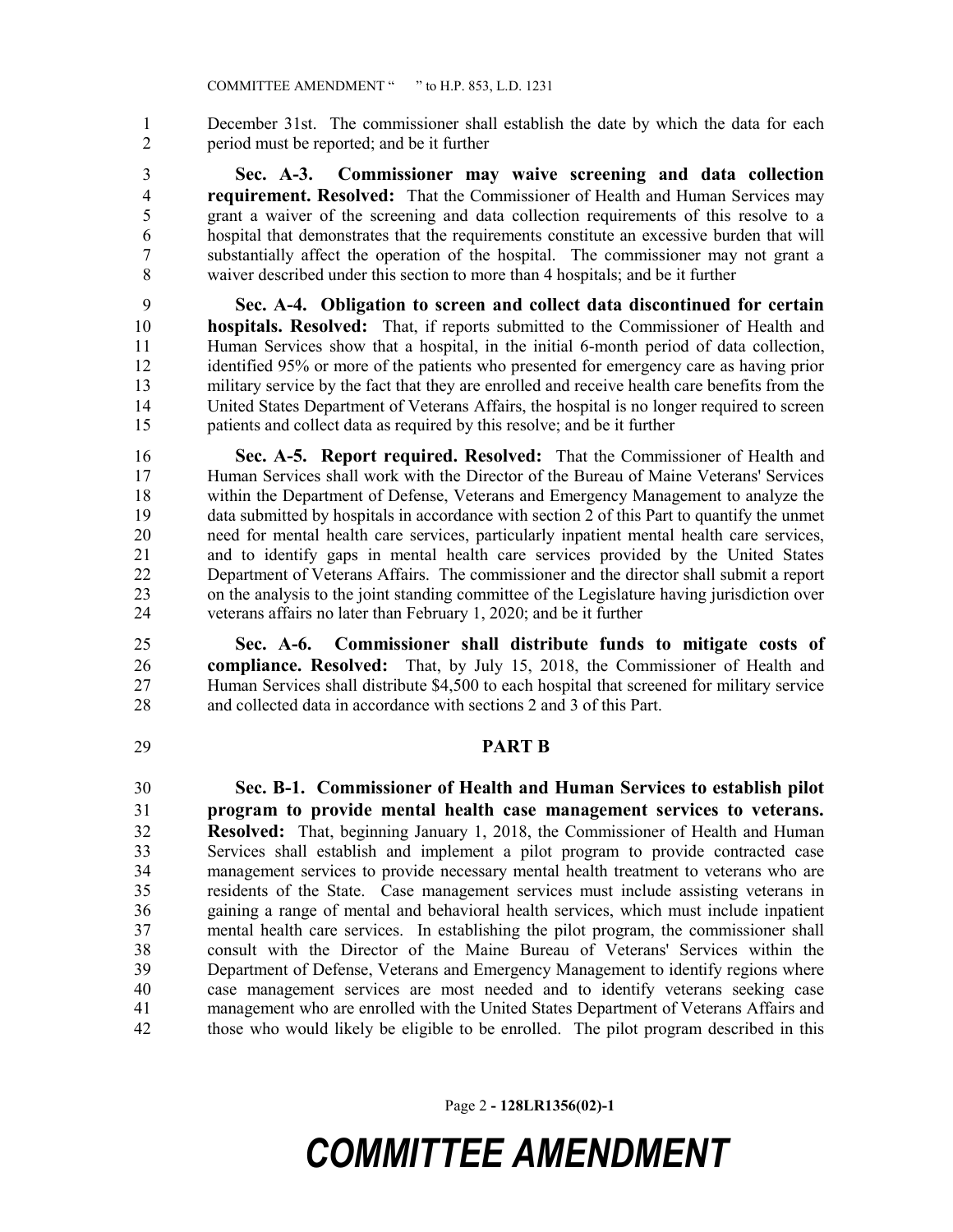December 31st. The commissioner shall establish the date by which the data for each period must be reported; and be it further

**Sec. A-3. Commissioner may waive screening and data collection requirement. Resolved:** That the Commissioner of Health and Human Services may grant a waiver of the screening and data collection requirements of this resolve to a hospital that demonstrates that the requirements constitute an excessive burden that will substantially affect the operation of the hospital. The commissioner may not grant a waiver described under this section to more than 4 hospitals; and be it further

**Sec. A-4. Obligation to screen and collect data discontinued for certain hospitals. Resolved:** That, if reports submitted to the Commissioner of Health and Human Services show that a hospital, in the initial 6-month period of data collection, identified 95% or more of the patients who presented for emergency care as having prior military service by the fact that they are enrolled and receive health care benefits from the United States Department of Veterans Affairs, the hospital is no longer required to screen patients and collect data as required by this resolve; and be it further

**Sec. A-5. Report required. Resolved:** That the Commissioner of Health and Human Services shall work with the Director of the Bureau of Maine Veterans' Services within the Department of Defense, Veterans and Emergency Management to analyze the data submitted by hospitals in accordance with section 2 of this Part to quantify the unmet need for mental health care services, particularly inpatient mental health care services, and to identify gaps in mental health care services provided by the United States Department of Veterans Affairs. The commissioner and the director shall submit a report on the analysis to the joint standing committee of the Legislature having jurisdiction over veterans affairs no later than February 1, 2020; and be it further

**Sec. A-6. Commissioner shall distribute funds to mitigate costs of compliance. Resolved:** That, by July 15, 2018, the Commissioner of Health and Human Services shall distribute $4,500 to each hospital that screened for military service and collected data in accordance with sections 2 and 3 of this Part.

## PART B

**Sec. B-1. Commissioner of Health and Human Services to establish pilot program to provide mental health case management services to veterans. Resolved:** That, beginning January 1, 2018, the Commissioner of Health and Human Services shall establish and implement a pilot program to provide contracted case management services to provide necessary mental health treatment to veterans who are residents of the State. Case management services must include assisting veterans in gaining a range of mental and behavioral health services, which must include inpatient mental health care services. In establishing the pilot program, the commissioner shall consult with the Director of the Maine Bureau of Veterans' Services within the Department of Defense, Veterans and Emergency Management to identify regions where case management services are most needed and to identify veterans seeking case management who are enrolled with the United States Department of Veterans Affairs and those who would likely be eligible to be enrolled. The pilot program described in this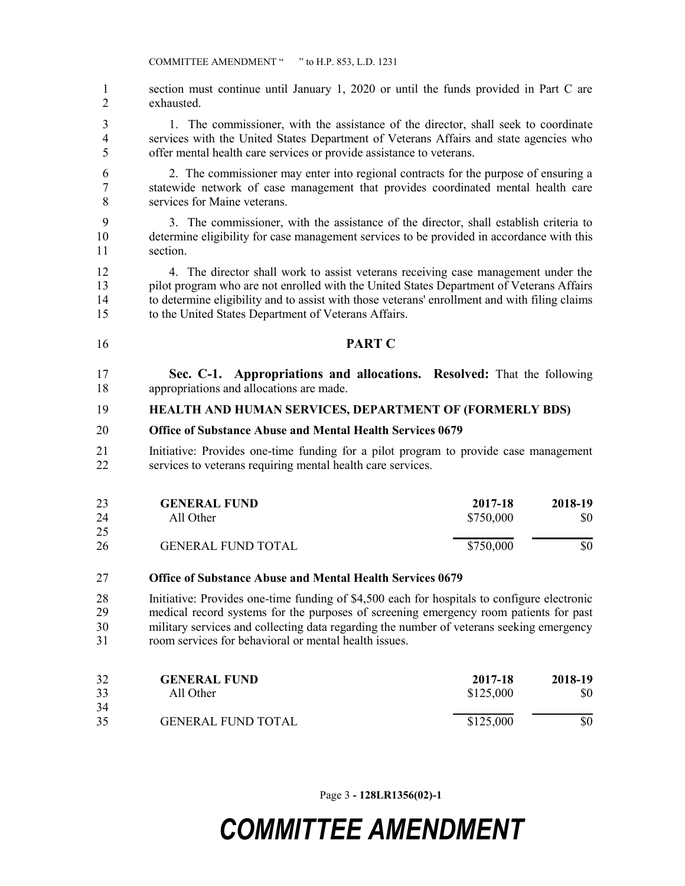section must continue until January 1, 2020 or until the funds provided in Part C are exhausted.

1. The commissioner, with the assistance of the director, shall seek to coordinate services with the United States Department of Veterans Affairs and state agencies who offer mental health care services or provide assistance to veterans.

2. The commissioner may enter into regional contracts for the purpose of ensuring a statewide network of case management that provides coordinated mental health care services for Maine veterans.

3. The commissioner, with the assistance of the director, shall establish criteria to determine eligibility for case management services to be provided in accordance with this section.

4. The director shall work to assist veterans receiving case management under the pilot program who are not enrolled with the United States Department of Veterans Affairs to determine eligibility and to assist with those veterans' enrollment and with filing claims to the United States Department of Veterans Affairs.

## PART C

**Sec. C-1. Appropriations and allocations. Resolved:** That the following appropriations and allocations are made.

**HEALTH AND HUMAN SERVICES, DEPARTMENT OF (FORMERLY BDS)**

**Office of Substance Abuse and Mental Health Services 0679**

Initiative: Provides one-time funding for a pilot program to provide case management services to veterans requiring mental health care services.

| GENERAL FUND | 2017-18 | 2018-19 |
|---|---|---|
| All Other | $750,000 | $0 |
| GENERAL FUND TOTAL | $750,000 | $0 |

**Office of Substance Abuse and Mental Health Services 0679**

Initiative: Provides one-time funding of $4,500 each for hospitals to configure electronic medical record systems for the purposes of screening emergency room patients for past military services and collecting data regarding the number of veterans seeking emergency room services for behavioral or mental health issues.

| GENERAL FUND | 2017-18 | 2018-19 |
|---|---|---|
| All Other | $125,000 | $0 |
| GENERAL FUND TOTAL | $125,000 | $0 |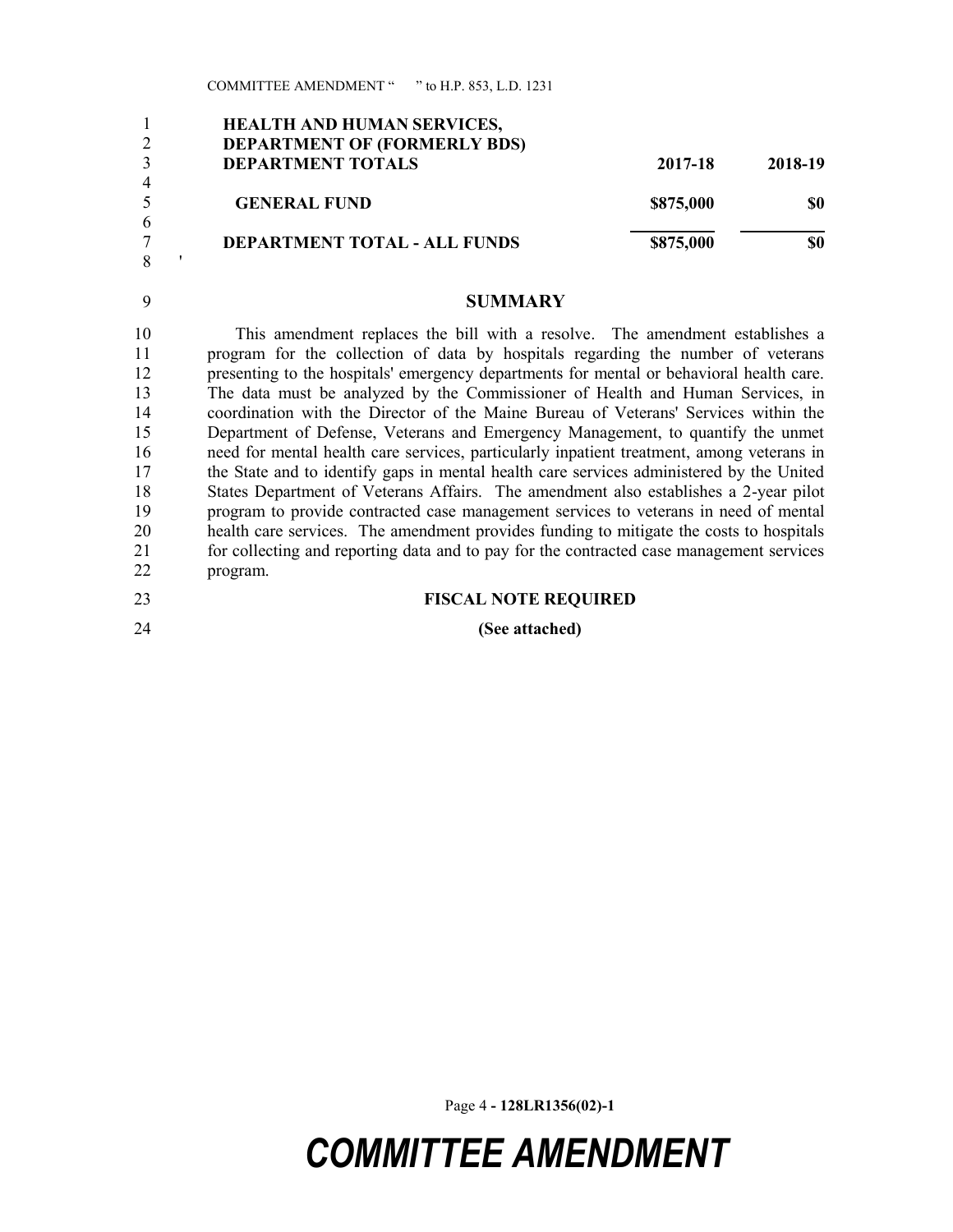| HEALTH AND HUMAN SERVICES, DEPARTMENT OF (FORMERLY BDS) DEPARTMENT TOTALS | 2017-18 | 2018-19 |
|---|---|---|
| GENERAL FUND | $875,000 | $0 |
| DEPARTMENT TOTAL - ALL FUNDS | $875,000 | $0 |

'

## SUMMARY

This amendment replaces the bill with a resolve. The amendment establishes a program for the collection of data by hospitals regarding the number of veterans presenting to the hospitals' emergency departments for mental or behavioral health care. The data must be analyzed by the Commissioner of Health and Human Services, in coordination with the Director of the Maine Bureau of Veterans' Services within the Department of Defense, Veterans and Emergency Management, to quantify the unmet need for mental health care services, particularly inpatient treatment, among veterans in the State and to identify gaps in mental health care services administered by the United States Department of Veterans Affairs. The amendment also establishes a 2-year pilot program to provide contracted case management services to veterans in need of mental health care services. The amendment provides funding to mitigate the costs to hospitals for collecting and reporting data and to pay for the contracted case management services program.

**FISCAL NOTE REQUIRED**

**(See attached)**